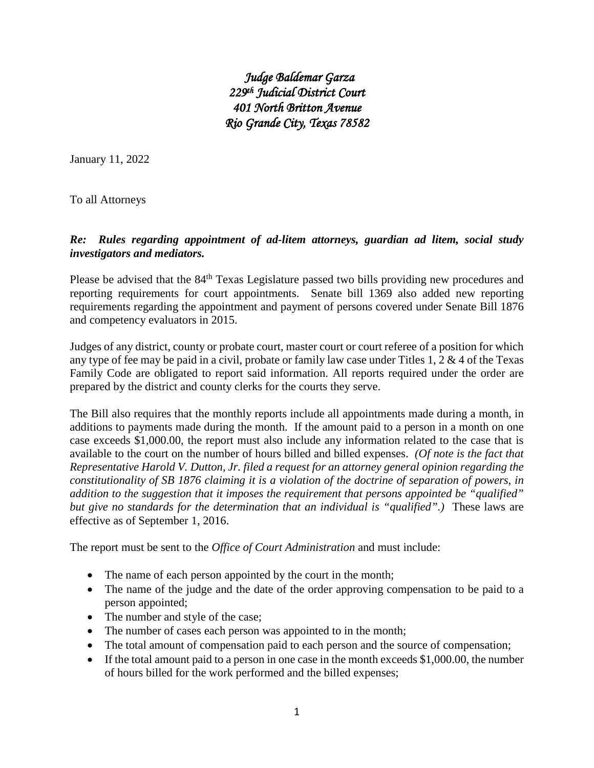*Judge Baldemar Garza*
*229th Judicial District Court*
*401 North Britton Avenue*
*Rio Grande City, Texas 78582*

January 11, 2022

To all Attorneys

***Re: Rules regarding appointment of ad-litem attorneys, guardian ad litem, social study investigators and mediators.***

Please be advised that the 84th Texas Legislature passed two bills providing new procedures and reporting requirements for court appointments. Senate bill 1369 also added new reporting requirements regarding the appointment and payment of persons covered under Senate Bill 1876 and competency evaluators in 2015.

Judges of any district, county or probate court, master court or court referee of a position for which any type of fee may be paid in a civil, probate or family law case under Titles 1, 2 & 4 of the Texas Family Code are obligated to report said information. All reports required under the order are prepared by the district and county clerks for the courts they serve.

The Bill also requires that the monthly reports include all appointments made during a month, in additions to payments made during the month. If the amount paid to a person in a month on one case exceeds $1,000.00, the report must also include any information related to the case that is available to the court on the number of hours billed and billed expenses. *(Of note is the fact that Representative Harold V. Dutton, Jr. filed a request for an attorney general opinion regarding the constitutionality of SB 1876 claiming it is a violation of the doctrine of separation of powers, in addition to the suggestion that it imposes the requirement that persons appointed be "qualified" but give no standards for the determination that an individual is "qualified".)* These laws are effective as of September 1, 2016.

The report must be sent to the *Office of Court Administration* and must include:

- The name of each person appointed by the court in the month;
- The name of the judge and the date of the order approving compensation to be paid to a person appointed;
- The number and style of the case;
- The number of cases each person was appointed to in the month;
- The total amount of compensation paid to each person and the source of compensation;
- If the total amount paid to a person in one case in the month exceeds $1,000.00, the number of hours billed for the work performed and the billed expenses;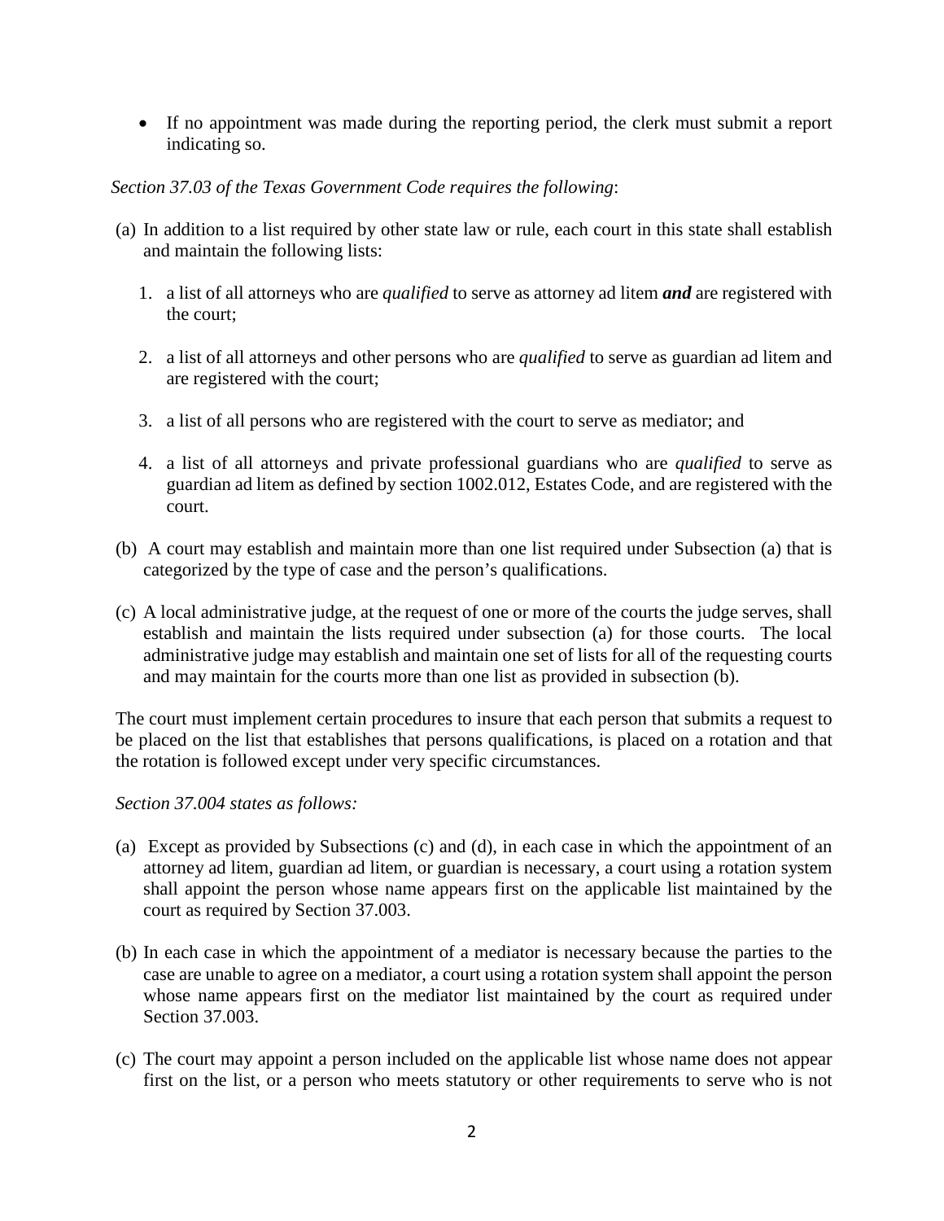- If no appointment was made during the reporting period, the clerk must submit a report indicating so.

*Section 37.03 of the Texas Government Code requires the following*:

(a) In addition to a list required by other state law or rule, each court in this state shall establish and maintain the following lists:

   1. a list of all attorneys who are *qualified* to serve as attorney ad litem ***and*** are registered with the court;

   2. a list of all attorneys and other persons who are *qualified* to serve as guardian ad litem and are registered with the court;

   3. a list of all persons who are registered with the court to serve as mediator; and

   4. a list of all attorneys and private professional guardians who are *qualified* to serve as guardian ad litem as defined by section 1002.012, Estates Code, and are registered with the court.

(b) A court may establish and maintain more than one list required under Subsection (a) that is categorized by the type of case and the person's qualifications.

(c) A local administrative judge, at the request of one or more of the courts the judge serves, shall establish and maintain the lists required under subsection (a) for those courts. The local administrative judge may establish and maintain one set of lists for all of the requesting courts and may maintain for the courts more than one list as provided in subsection (b).

The court must implement certain procedures to insure that each person that submits a request to be placed on the list that establishes that persons qualifications, is placed on a rotation and that the rotation is followed except under very specific circumstances.

*Section 37.004 states as follows:*

(a) Except as provided by Subsections (c) and (d), in each case in which the appointment of an attorney ad litem, guardian ad litem, or guardian is necessary, a court using a rotation system shall appoint the person whose name appears first on the applicable list maintained by the court as required by Section 37.003.

(b) In each case in which the appointment of a mediator is necessary because the parties to the case are unable to agree on a mediator, a court using a rotation system shall appoint the person whose name appears first on the mediator list maintained by the court as required under Section 37.003.

(c) The court may appoint a person included on the applicable list whose name does not appear first on the list, or a person who meets statutory or other requirements to serve who is not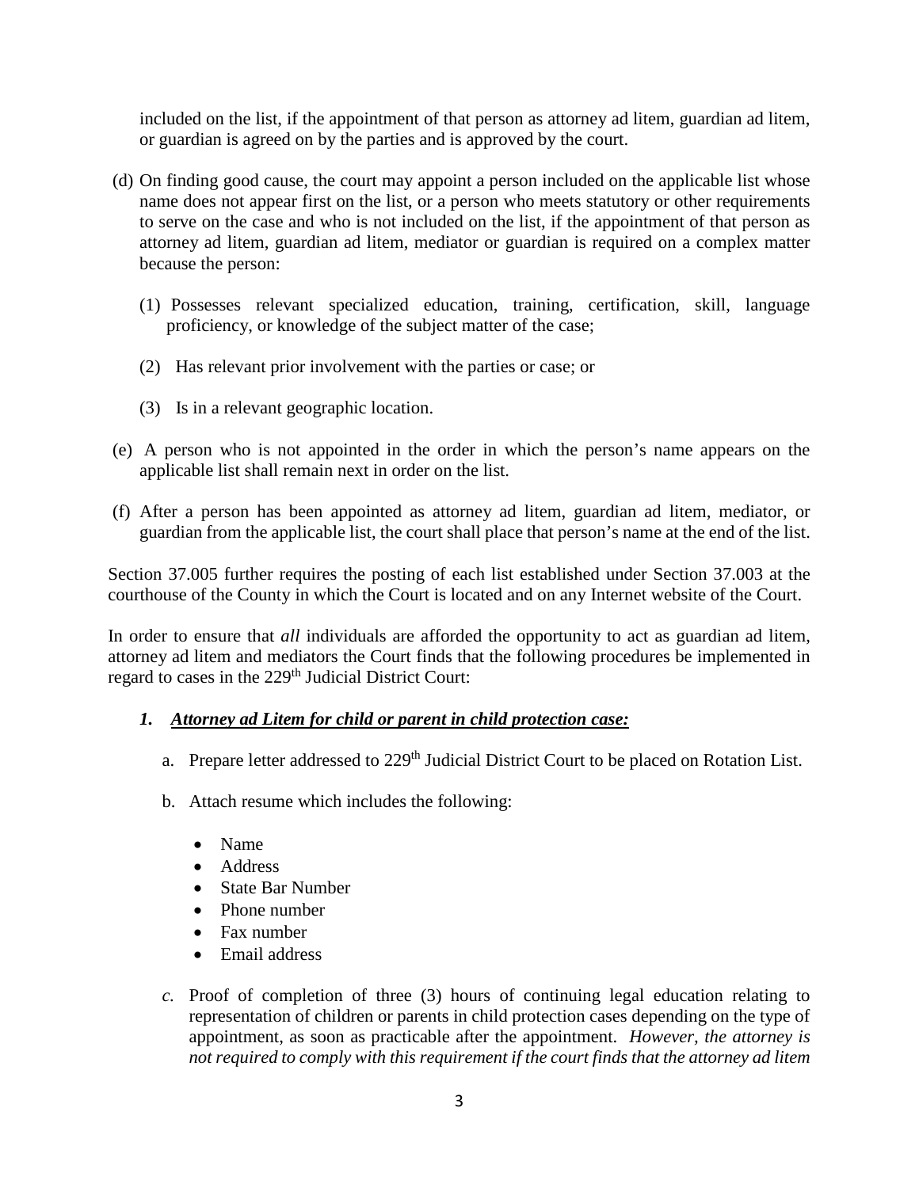included on the list, if the appointment of that person as attorney ad litem, guardian ad litem, or guardian is agreed on by the parties and is approved by the court.

(d) On finding good cause, the court may appoint a person included on the applicable list whose name does not appear first on the list, or a person who meets statutory or other requirements to serve on the case and who is not included on the list, if the appointment of that person as attorney ad litem, guardian ad litem, mediator or guardian is required on a complex matter because the person:

(1) Possesses relevant specialized education, training, certification, skill, language proficiency, or knowledge of the subject matter of the case;

(2) Has relevant prior involvement with the parties or case; or

(3) Is in a relevant geographic location.

(e) A person who is not appointed in the order in which the person's name appears on the applicable list shall remain next in order on the list.

(f) After a person has been appointed as attorney ad litem, guardian ad litem, mediator, or guardian from the applicable list, the court shall place that person's name at the end of the list.

Section 37.005 further requires the posting of each list established under Section 37.003 at the courthouse of the County in which the Court is located and on any Internet website of the Court.

In order to ensure that *all* individuals are afforded the opportunity to act as guardian ad litem, attorney ad litem and mediators the Court finds that the following procedures be implemented in regard to cases in the 229th Judicial District Court:

***1. Attorney ad Litem for child or parent in child protection case:***

a. Prepare letter addressed to 229th Judicial District Court to be placed on Rotation List.

b. Attach resume which includes the following:

- Name
- Address
- State Bar Number
- Phone number
- Fax number
- Email address

*c.* Proof of completion of three (3) hours of continuing legal education relating to representation of children or parents in child protection cases depending on the type of appointment, as soon as practicable after the appointment. *However, the attorney is not required to comply with this requirement if the court finds that the attorney ad litem*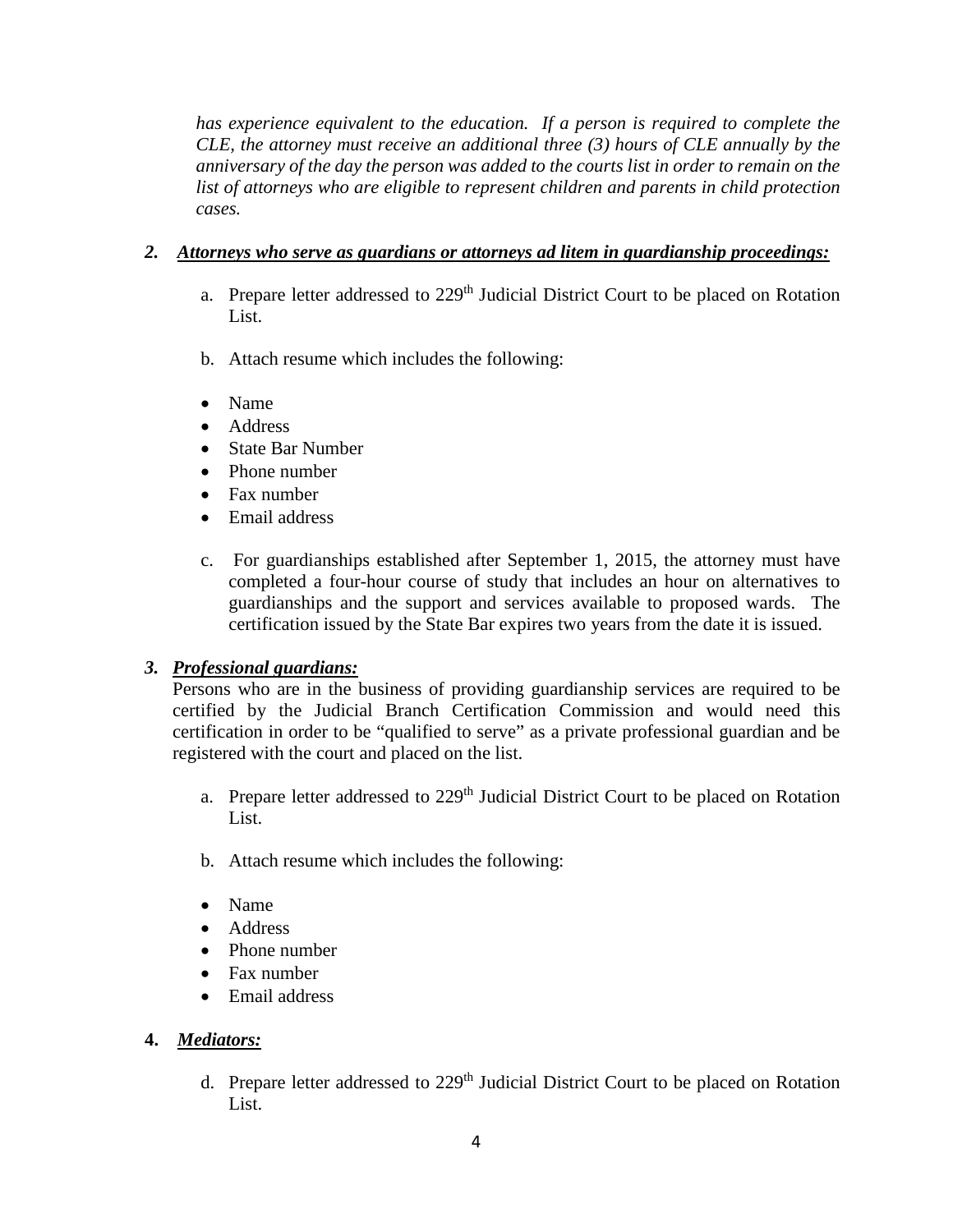*has experience equivalent to the education. If a person is required to complete the CLE, the attorney must receive an additional three (3) hours of CLE annually by the anniversary of the day the person was added to the courts list in order to remain on the list of attorneys who are eligible to represent children and parents in child protection cases.*

**2. *Attorneys who serve as guardians or attorneys ad litem in guardianship proceedings:***

a. Prepare letter addressed to 229th Judicial District Court to be placed on Rotation List.

b. Attach resume which includes the following:

- Name
- Address
- State Bar Number
- Phone number
- Fax number
- Email address

c. For guardianships established after September 1, 2015, the attorney must have completed a four-hour course of study that includes an hour on alternatives to guardianships and the support and services available to proposed wards. The certification issued by the State Bar expires two years from the date it is issued.

**3. *Professional guardians:***

Persons who are in the business of providing guardianship services are required to be certified by the Judicial Branch Certification Commission and would need this certification in order to be "qualified to serve" as a private professional guardian and be registered with the court and placed on the list.

a. Prepare letter addressed to 229th Judicial District Court to be placed on Rotation List.

b. Attach resume which includes the following:

- Name
- Address
- Phone number
- Fax number
- Email address

**4. *Mediators:***

d. Prepare letter addressed to 229th Judicial District Court to be placed on Rotation List.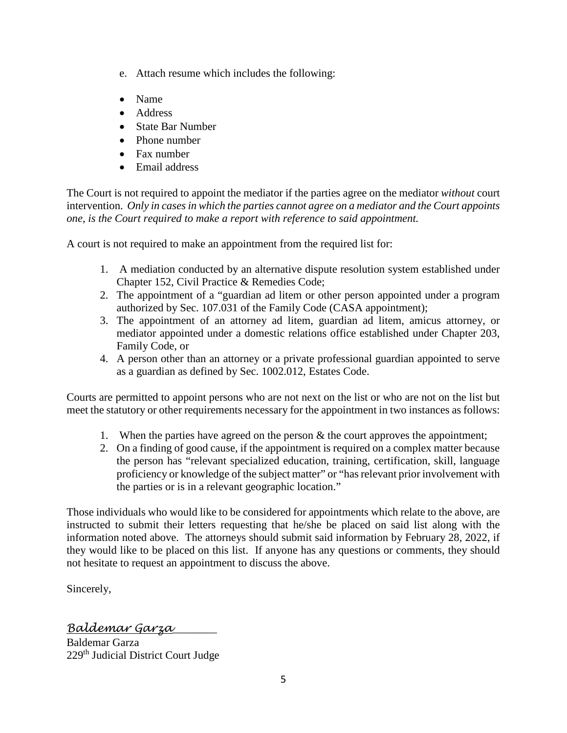e. Attach resume which includes the following:

- Name
- Address
- State Bar Number
- Phone number
- Fax number
- Email address

The Court is not required to appoint the mediator if the parties agree on the mediator *without* court intervention. *Only in cases in which the parties cannot agree on a mediator and the Court appoints one, is the Court required to make a report with reference to said appointment.*

A court is not required to make an appointment from the required list for:

1. A mediation conducted by an alternative dispute resolution system established under Chapter 152, Civil Practice & Remedies Code;
2. The appointment of a "guardian ad litem or other person appointed under a program authorized by Sec. 107.031 of the Family Code (CASA appointment);
3. The appointment of an attorney ad litem, guardian ad litem, amicus attorney, or mediator appointed under a domestic relations office established under Chapter 203, Family Code, or
4. A person other than an attorney or a private professional guardian appointed to serve as a guardian as defined by Sec. 1002.012, Estates Code.

Courts are permitted to appoint persons who are not next on the list or who are not on the list but meet the statutory or other requirements necessary for the appointment in two instances as follows:

1. When the parties have agreed on the person & the court approves the appointment;
2. On a finding of good cause, if the appointment is required on a complex matter because the person has "relevant specialized education, training, certification, skill, language proficiency or knowledge of the subject matter" or "has relevant prior involvement with the parties or is in a relevant geographic location."

Those individuals who would like to be considered for appointments which relate to the above, are instructed to submit their letters requesting that he/she be placed on said list along with the information noted above. The attorneys should submit said information by February 28, 2022, if they would like to be placed on this list. If anyone has any questions or comments, they should not hesitate to request an appointment to discuss the above.

Sincerely,

*Baldemar Garza*

Baldemar Garza
229th Judicial District Court Judge